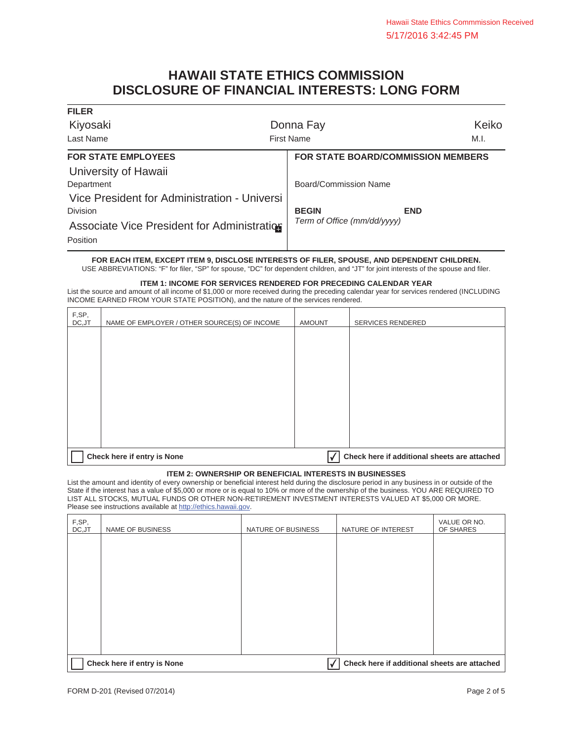Hawaii State Ethics Commmission Received
5/17/2016 3:42:45 PM

# HAWAII STATE ETHICS COMMISSION
# DISCLOSURE OF FINANCIAL INTERESTS: LONG FORM

**FILER**

| Last Name | First Name | M.I. |
|---|---|---|
| Kiyosaki | Donna Fay | Keiko |

| FOR STATE EMPLOYEES | FOR STATE BOARD/COMMISSION MEMBERS |
|---|---|
| Department: University of Hawaii | Board/Commission Name: |
| Division: Vice President for Administration - Universi | **BEGIN** **END** *Term of Office (mm/dd/yyyy)* |
| Position: Associate Vice President for Administration | |

**FOR EACH ITEM, EXCEPT ITEM 9, DISCLOSE INTERESTS OF FILER, SPOUSE, AND DEPENDENT CHILDREN.**
USE ABBREVIATIONS: "F" for filer, "SP" for spouse, "DC" for dependent children, and "JT" for joint interests of the spouse and filer.

### ITEM 1: INCOME FOR SERVICES RENDERED FOR PRECEDING CALENDAR YEAR

List the source and amount of all income of $1,000 or more received during the preceding calendar year for services rendered (INCLUDING INCOME EARNED FROM YOUR STATE POSITION), and the nature of the services rendered.

| F,SP, DC,JT | NAME OF EMPLOYER / OTHER SOURCE(S) OF INCOME | AMOUNT | SERVICES RENDERED |
|---|---|---|---|
| | | | |

☐ Check here if entry is None ☑ Check here if additional sheets are attached

### ITEM 2: OWNERSHIP OR BENEFICIAL INTERESTS IN BUSINESSES

List the amount and identity of every ownership or beneficial interest held during the disclosure period in any business in or outside of the State if the interest has a value of $5,000 or more or is equal to 10% or more of the ownership of the business. YOU ARE REQUIRED TO LIST ALL STOCKS, MUTUAL FUNDS OR OTHER NON-RETIREMENT INVESTMENT INTERESTS VALUED AT $5,000 OR MORE. Please see instructions available at http://ethics.hawaii.gov.

| F,SP, DC,JT | NAME OF BUSINESS | NATURE OF BUSINESS | NATURE OF INTEREST | VALUE OR NO. OF SHARES |
|---|---|---|---|---|
| | | | | |

☐ Check here if entry is None ☑ Check here if additional sheets are attached

FORM D-201 (Revised 07/2014)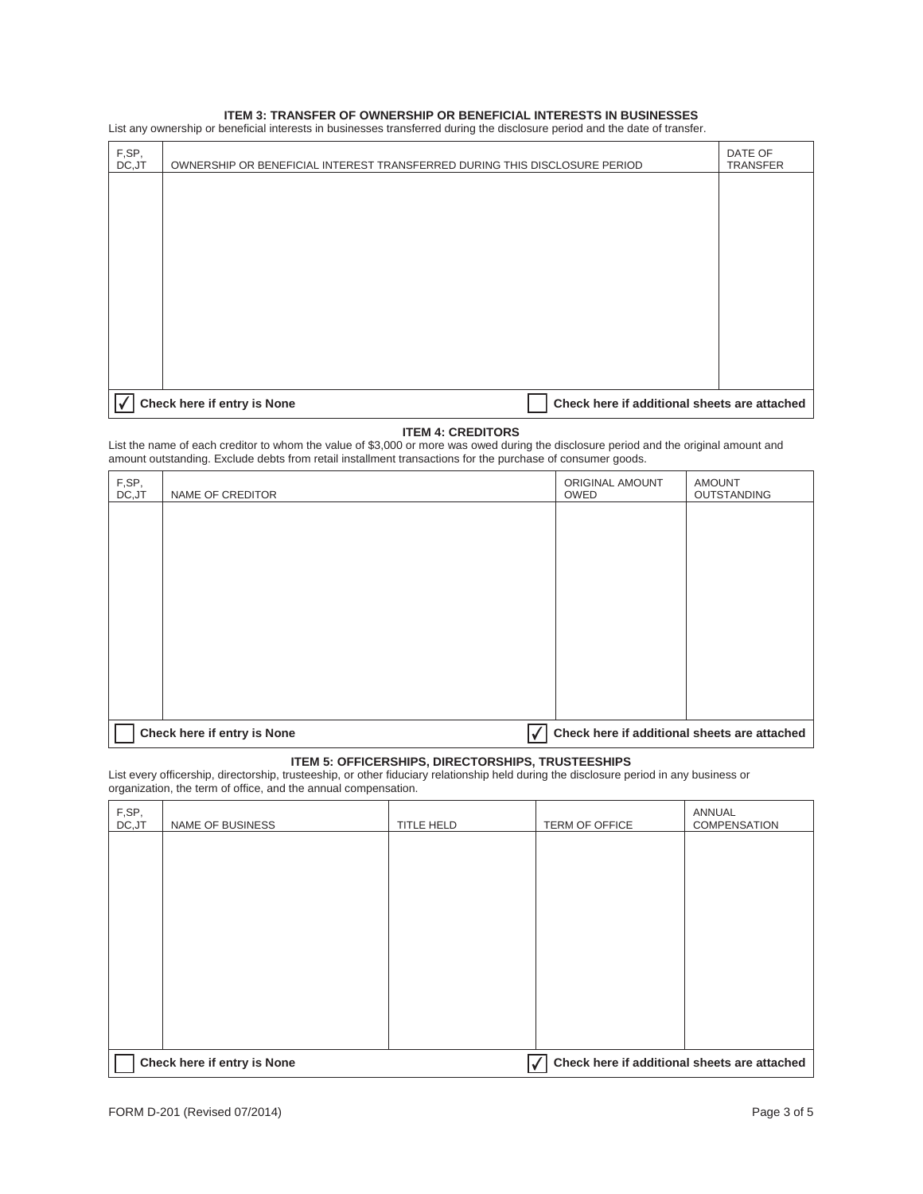### ITEM 3: TRANSFER OF OWNERSHIP OR BENEFICIAL INTERESTS IN BUSINESSES

List any ownership or beneficial interests in businesses transferred during the disclosure period and the date of transfer.

| F,SP, DC,JT | OWNERSHIP OR BENEFICIAL INTEREST TRANSFERRED DURING THIS DISCLOSURE PERIOD | DATE OF TRANSFER |
|---|---|---|
| | | |

☑ Check here if entry is None ☐ Check here if additional sheets are attached

### ITEM 4: CREDITORS

List the name of each creditor to whom the value of $3,000 or more was owed during the disclosure period and the original amount and amount outstanding. Exclude debts from retail installment transactions for the purchase of consumer goods.

| F,SP, DC,JT | NAME OF CREDITOR | ORIGINAL AMOUNT OWED | AMOUNT OUTSTANDING |
|---|---|---|---|
| | | | |

☐ Check here if entry is None ☑ Check here if additional sheets are attached

### ITEM 5: OFFICERSHIPS, DIRECTORSHIPS, TRUSTEESHIPS

List every officership, directorship, trusteeship, or other fiduciary relationship held during the disclosure period in any business or organization, the term of office, and the annual compensation.

| F,SP, DC,JT | NAME OF BUSINESS | TITLE HELD | TERM OF OFFICE | ANNUAL COMPENSATION |
|---|---|---|---|---|
| | | | | |

☐ Check here if entry is None ☑ Check here if additional sheets are attached

FORM D-201 (Revised 07/2014)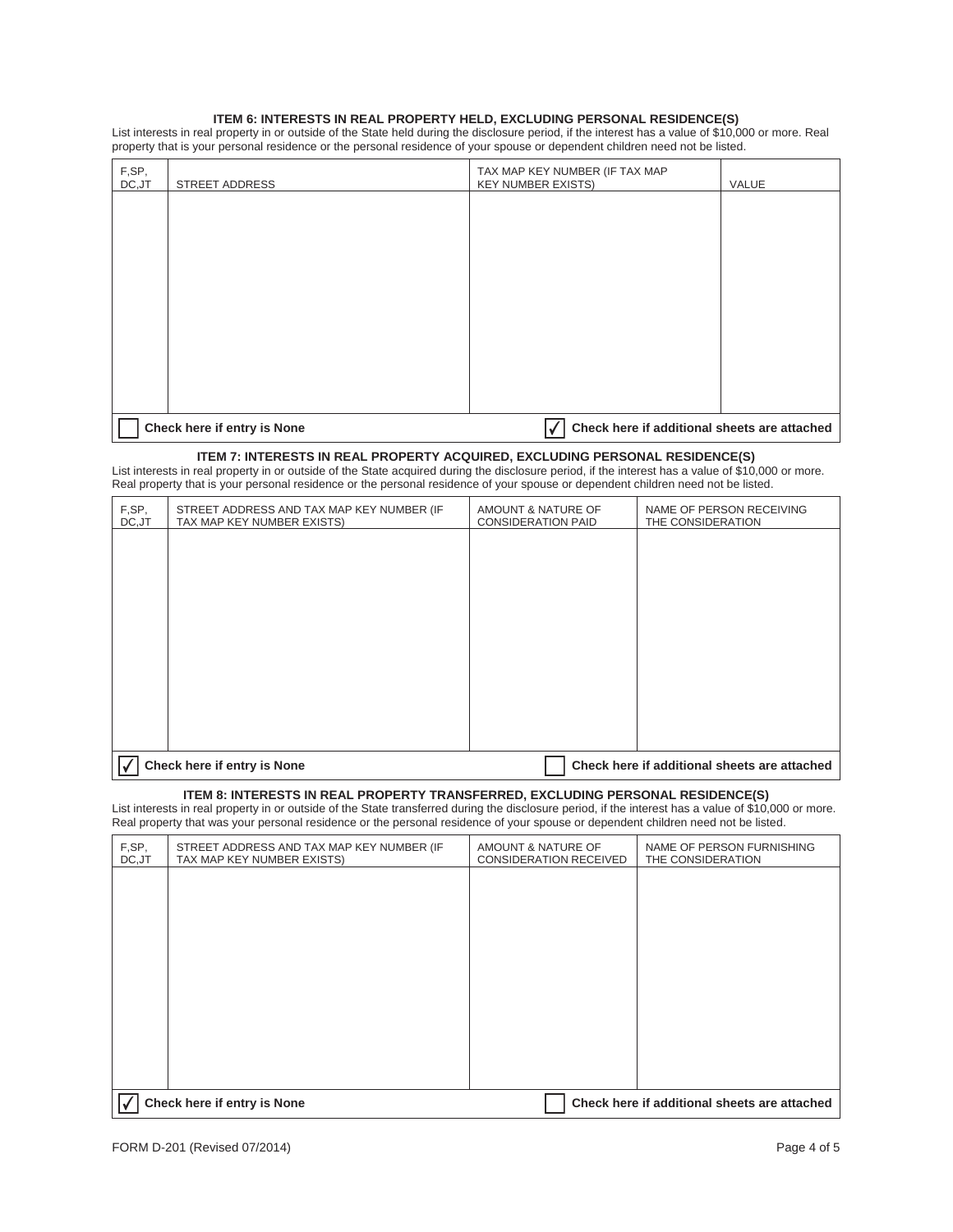### ITEM 6: INTERESTS IN REAL PROPERTY HELD, EXCLUDING PERSONAL RESIDENCE(S)

List interests in real property in or outside of the State held during the disclosure period, if the interest has a value of $10,000 or more. Real property that is your personal residence or the personal residence of your spouse or dependent children need not be listed.

| F,SP, DC,JT | STREET ADDRESS | TAX MAP KEY NUMBER (IF TAX MAP KEY NUMBER EXISTS) | VALUE |
|---|---|---|---|
| | | | |

☐ Check here if entry is None

☑ Check here if additional sheets are attached

### ITEM 7: INTERESTS IN REAL PROPERTY ACQUIRED, EXCLUDING PERSONAL RESIDENCE(S)

List interests in real property in or outside of the State acquired during the disclosure period, if the interest has a value of $10,000 or more. Real property that is your personal residence or the personal residence of your spouse or dependent children need not be listed.

| F,SP, DC,JT | STREET ADDRESS AND TAX MAP KEY NUMBER (IF TAX MAP KEY NUMBER EXISTS) | AMOUNT & NATURE OF CONSIDERATION PAID | NAME OF PERSON RECEIVING THE CONSIDERATION |
|---|---|---|---|
| | | | |

☑ Check here if entry is None

☐ Check here if additional sheets are attached

### ITEM 8: INTERESTS IN REAL PROPERTY TRANSFERRED, EXCLUDING PERSONAL RESIDENCE(S)

List interests in real property in or outside of the State transferred during the disclosure period, if the interest has a value of $10,000 or more. Real property that was your personal residence or the personal residence of your spouse or dependent children need not be listed.

| F,SP, DC,JT | STREET ADDRESS AND TAX MAP KEY NUMBER (IF TAX MAP KEY NUMBER EXISTS) | AMOUNT & NATURE OF CONSIDERATION RECEIVED | NAME OF PERSON FURNISHING THE CONSIDERATION |
|---|---|---|---|
| | | | |

☑ Check here if entry is None

☐ Check here if additional sheets are attached

FORM D-201 (Revised 07/2014)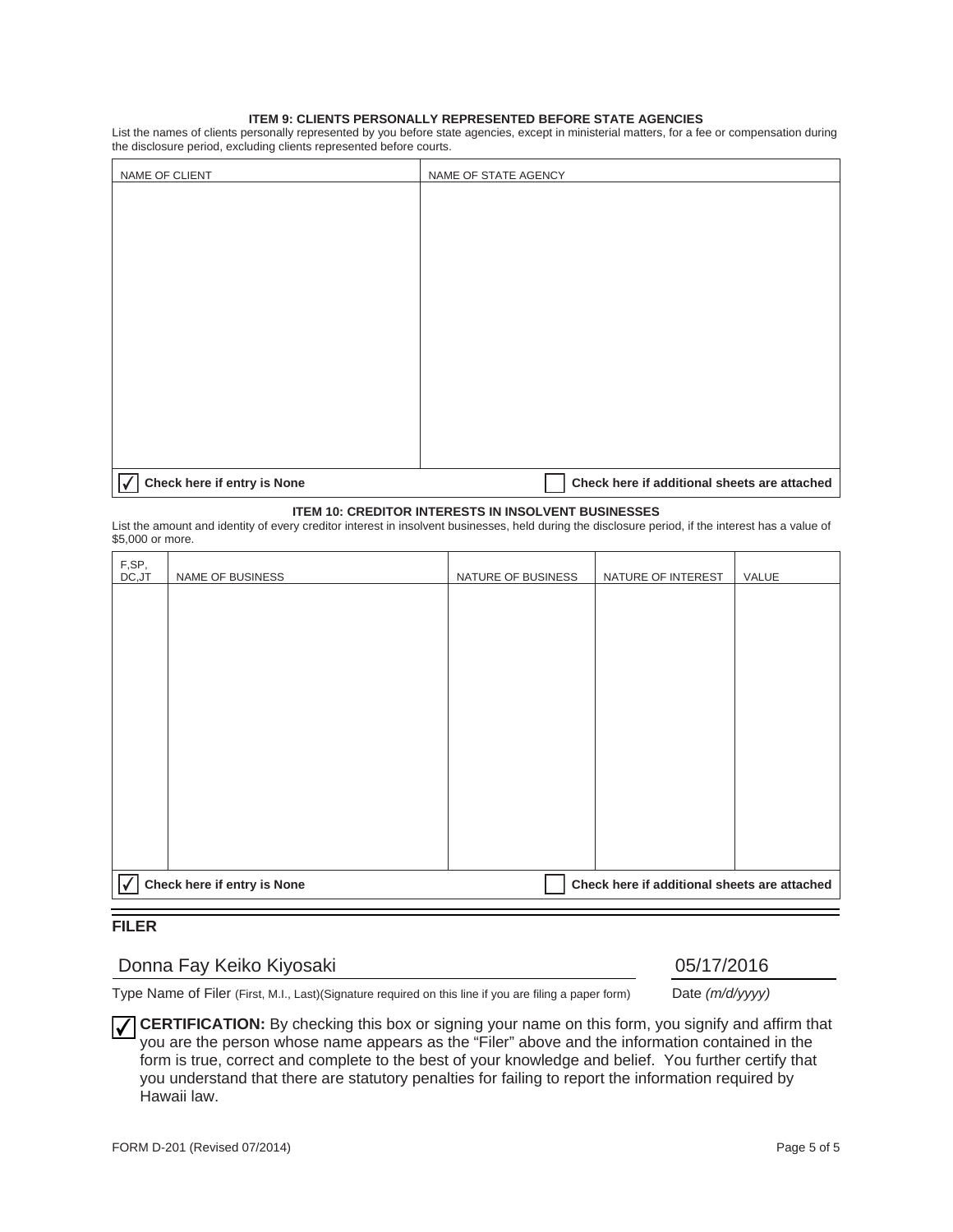### ITEM 9: CLIENTS PERSONALLY REPRESENTED BEFORE STATE AGENCIES

List the names of clients personally represented by you before state agencies, except in ministerial matters, for a fee or compensation during the disclosure period, excluding clients represented before courts.

| NAME OF CLIENT | NAME OF STATE AGENCY |
|---|---|
| | |

☑ **Check here if entry is None** ☐ **Check here if additional sheets are attached**

### ITEM 10: CREDITOR INTERESTS IN INSOLVENT BUSINESSES

List the amount and identity of every creditor interest in insolvent businesses, held during the disclosure period, if the interest has a value of $5,000 or more.

| F,SP, DC,JT | NAME OF BUSINESS | NATURE OF BUSINESS | NATURE OF INTEREST | VALUE |
|---|---|---|---|---|
| | | | | |

☑ **Check here if entry is None** ☐ **Check here if additional sheets are attached**

## FILER

Donna Fay Keiko Kiyosaki — 05/17/2016

Type Name of Filer (First, M.I., Last)(Signature required on this line if you are filing a paper form) — Date *(m/d/yyyy)*

☑ **CERTIFICATION:** By checking this box or signing your name on this form, you signify and affirm that you are the person whose name appears as the "Filer" above and the information contained in the form is true, correct and complete to the best of your knowledge and belief. You further certify that you understand that there are statutory penalties for failing to report the information required by Hawaii law.

FORM D-201 (Revised 07/2014)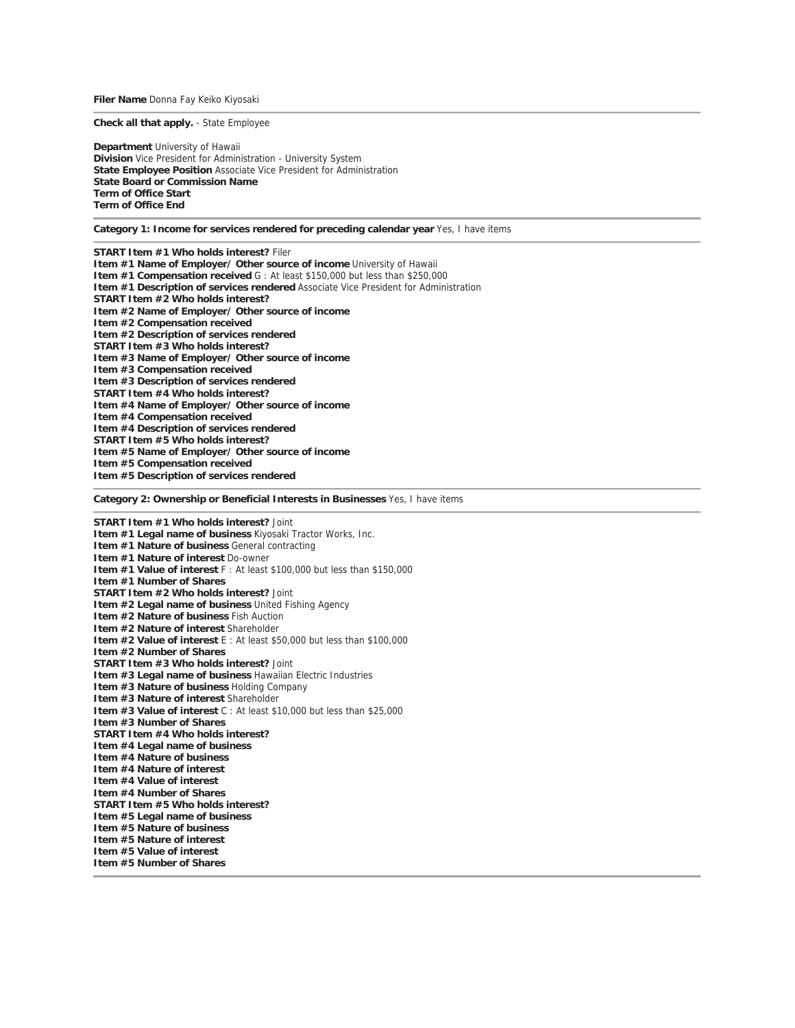**Filer Name** Donna Fay Keiko Kiyosaki

---

**Check all that apply.** - State Employee

**Department** University of Hawaii
**Division** Vice President for Administration - University System
**State Employee Position** Associate Vice President for Administration
**State Board or Commission Name**
**Term of Office Start**
**Term of Office End**

---

**Category 1: Income for services rendered for preceding calendar year** Yes, I have items

---

**START Item #1 Who holds interest?** Filer
**Item #1 Name of Employer/ Other source of income** University of Hawaii
**Item #1 Compensation received** G : At least $150,000 but less than $250,000
**Item #1 Description of services rendered** Associate Vice President for Administration
**START Item #2 Who holds interest?**
**Item #2 Name of Employer/ Other source of income**
**Item #2 Compensation received**
**Item #2 Description of services rendered**
**START Item #3 Who holds interest?**
**Item #3 Name of Employer/ Other source of income**
**Item #3 Compensation received**
**Item #3 Description of services rendered**
**START Item #4 Who holds interest?**
**Item #4 Name of Employer/ Other source of income**
**Item #4 Compensation received**
**Item #4 Description of services rendered**
**START Item #5 Who holds interest?**
**Item #5 Name of Employer/ Other source of income**
**Item #5 Compensation received**
**Item #5 Description of services rendered**

---

**Category 2: Ownership or Beneficial Interests in Businesses** Yes, I have items

---

**START Item #1 Who holds interest?** Joint
**Item #1 Legal name of business** Kiyosaki Tractor Works, Inc.
**Item #1 Nature of business** General contracting
**Item #1 Nature of interest** Do-owner
**Item #1 Value of interest** F : At least $100,000 but less than $150,000
**Item #1 Number of Shares**
**START Item #2 Who holds interest?** Joint
**Item #2 Legal name of business** United Fishing Agency
**Item #2 Nature of business** Fish Auction
**Item #2 Nature of interest** Shareholder
**Item #2 Value of interest** E : At least $50,000 but less than $100,000
**Item #2 Number of Shares**
**START Item #3 Who holds interest?** Joint
**Item #3 Legal name of business** Hawaiian Electric Industries
**Item #3 Nature of business** Holding Company
**Item #3 Nature of interest** Shareholder
**Item #3 Value of interest** C : At least $10,000 but less than $25,000
**Item #3 Number of Shares**
**START Item #4 Who holds interest?**
**Item #4 Legal name of business**
**Item #4 Nature of business**
**Item #4 Nature of interest**
**Item #4 Value of interest**
**Item #4 Number of Shares**
**START Item #5 Who holds interest?**
**Item #5 Legal name of business**
**Item #5 Nature of business**
**Item #5 Nature of interest**
**Item #5 Value of interest**
**Item #5 Number of Shares**

---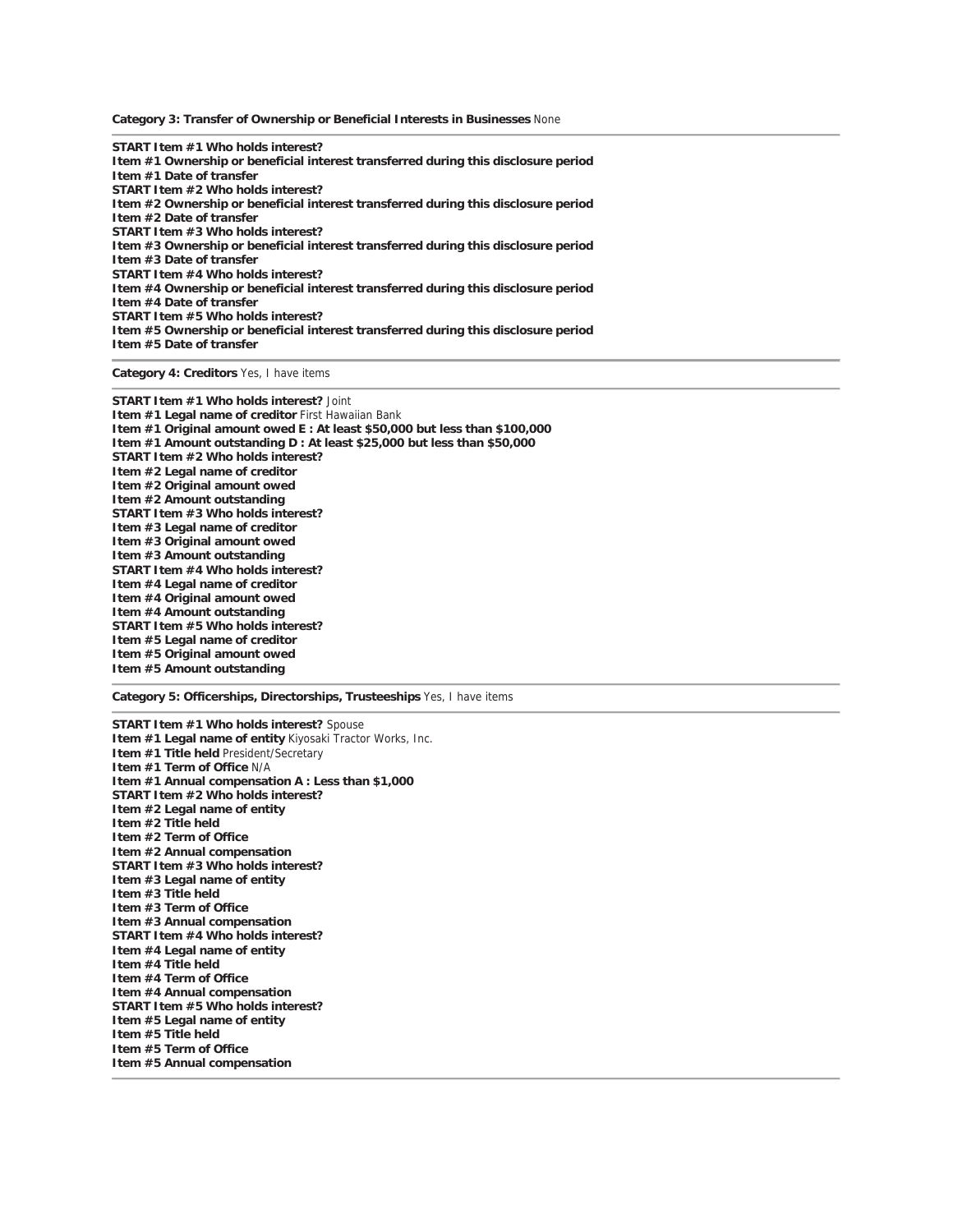**Category 3: Transfer of Ownership or Beneficial Interests in Businesses** None

---

**START Item #1 Who holds interest?**
**Item #1 Ownership or beneficial interest transferred during this disclosure period**
**Item #1 Date of transfer**
**START Item #2 Who holds interest?**
**Item #2 Ownership or beneficial interest transferred during this disclosure period**
**Item #2 Date of transfer**
**START Item #3 Who holds interest?**
**Item #3 Ownership or beneficial interest transferred during this disclosure period**
**Item #3 Date of transfer**
**START Item #4 Who holds interest?**
**Item #4 Ownership or beneficial interest transferred during this disclosure period**
**Item #4 Date of transfer**
**START Item #5 Who holds interest?**
**Item #5 Ownership or beneficial interest transferred during this disclosure period**
**Item #5 Date of transfer**

---

**Category 4: Creditors** Yes, I have items

---

**START Item #1 Who holds interest?** Joint
**Item #1 Legal name of creditor** First Hawaiian Bank
**Item #1 Original amount owed E : At least $50,000 but less than $100,000**
**Item #1 Amount outstanding D : At least $25,000 but less than $50,000**
**START Item #2 Who holds interest?**
**Item #2 Legal name of creditor**
**Item #2 Original amount owed**
**Item #2 Amount outstanding**
**START Item #3 Who holds interest?**
**Item #3 Legal name of creditor**
**Item #3 Original amount owed**
**Item #3 Amount outstanding**
**START Item #4 Who holds interest?**
**Item #4 Legal name of creditor**
**Item #4 Original amount owed**
**Item #4 Amount outstanding**
**START Item #5 Who holds interest?**
**Item #5 Legal name of creditor**
**Item #5 Original amount owed**
**Item #5 Amount outstanding**

---

**Category 5: Officerships, Directorships, Trusteeships** Yes, I have items

---

**START Item #1 Who holds interest?** Spouse
**Item #1 Legal name of entity** Kiyosaki Tractor Works, Inc.
**Item #1 Title held** President/Secretary
**Item #1 Term of Office** N/A
**Item #1 Annual compensation A : Less than $1,000**
**START Item #2 Who holds interest?**
**Item #2 Legal name of entity**
**Item #2 Title held**
**Item #2 Term of Office**
**Item #2 Annual compensation**
**START Item #3 Who holds interest?**
**Item #3 Legal name of entity**
**Item #3 Title held**
**Item #3 Term of Office**
**Item #3 Annual compensation**
**START Item #4 Who holds interest?**
**Item #4 Legal name of entity**
**Item #4 Title held**
**Item #4 Term of Office**
**Item #4 Annual compensation**
**START Item #5 Who holds interest?**
**Item #5 Legal name of entity**
**Item #5 Title held**
**Item #5 Term of Office**
**Item #5 Annual compensation**

---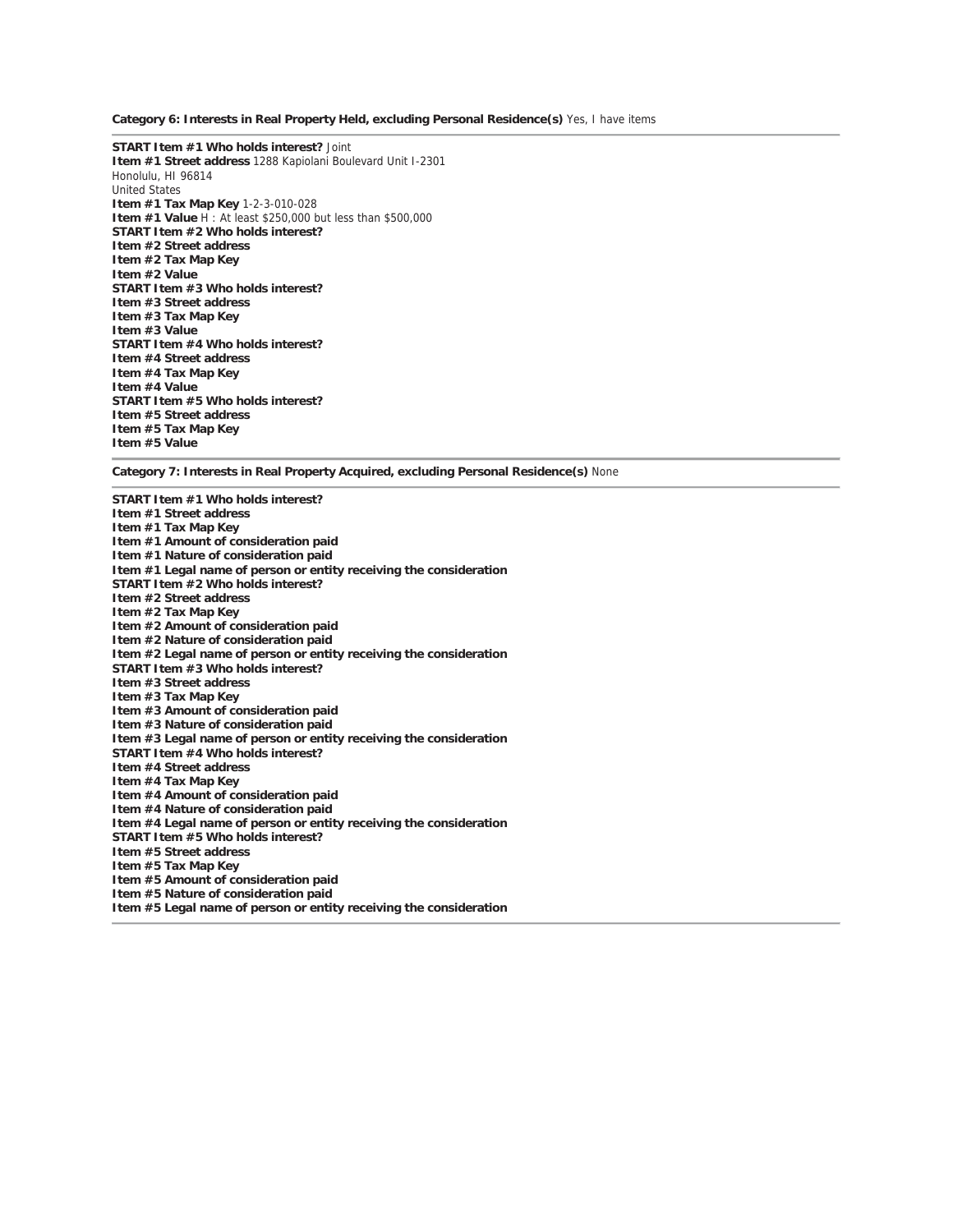**Category 6: Interests in Real Property Held, excluding Personal Residence(s)** Yes, I have items

---

**START Item #1 Who holds interest?** Joint
**Item #1 Street address** 1288 Kapiolani Boulevard Unit I-2301
Honolulu, HI 96814
United States
**Item #1 Tax Map Key** 1-2-3-010-028
**Item #1 Value** H : At least $250,000 but less than $500,000
**START Item #2 Who holds interest?**
**Item #2 Street address**
**Item #2 Tax Map Key**
**Item #2 Value**
**START Item #3 Who holds interest?**
**Item #3 Street address**
**Item #3 Tax Map Key**
**Item #3 Value**
**START Item #4 Who holds interest?**
**Item #4 Street address**
**Item #4 Tax Map Key**
**Item #4 Value**
**START Item #5 Who holds interest?**
**Item #5 Street address**
**Item #5 Tax Map Key**
**Item #5 Value**

---

**Category 7: Interests in Real Property Acquired, excluding Personal Residence(s)** None

---

**START Item #1 Who holds interest?**
**Item #1 Street address**
**Item #1 Tax Map Key**
**Item #1 Amount of consideration paid**
**Item #1 Nature of consideration paid**
**Item #1 Legal name of person or entity receiving the consideration**
**START Item #2 Who holds interest?**
**Item #2 Street address**
**Item #2 Tax Map Key**
**Item #2 Amount of consideration paid**
**Item #2 Nature of consideration paid**
**Item #2 Legal name of person or entity receiving the consideration**
**START Item #3 Who holds interest?**
**Item #3 Street address**
**Item #3 Tax Map Key**
**Item #3 Amount of consideration paid**
**Item #3 Nature of consideration paid**
**Item #3 Legal name of person or entity receiving the consideration**
**START Item #4 Who holds interest?**
**Item #4 Street address**
**Item #4 Tax Map Key**
**Item #4 Amount of consideration paid**
**Item #4 Nature of consideration paid**
**Item #4 Legal name of person or entity receiving the consideration**
**START Item #5 Who holds interest?**
**Item #5 Street address**
**Item #5 Tax Map Key**
**Item #5 Amount of consideration paid**
**Item #5 Nature of consideration paid**
**Item #5 Legal name of person or entity receiving the consideration**

---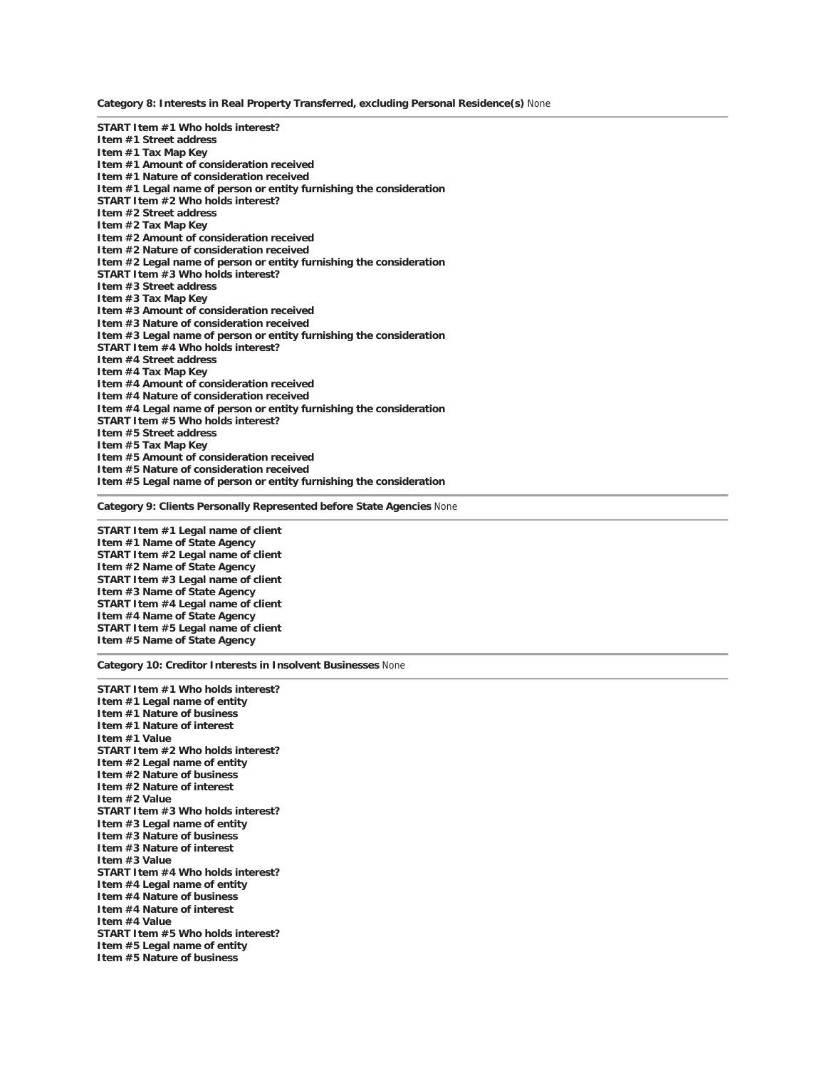**Category 8: Interests in Real Property Transferred, excluding Personal Residence(s)** None

---

**START Item #1 Who holds interest?**
**Item #1 Street address**
**Item #1 Tax Map Key**
**Item #1 Amount of consideration received**
**Item #1 Nature of consideration received**
**Item #1 Legal name of person or entity furnishing the consideration**
**START Item #2 Who holds interest?**
**Item #2 Street address**
**Item #2 Tax Map Key**
**Item #2 Amount of consideration received**
**Item #2 Nature of consideration received**
**Item #2 Legal name of person or entity furnishing the consideration**
**START Item #3 Who holds interest?**
**Item #3 Street address**
**Item #3 Tax Map Key**
**Item #3 Amount of consideration received**
**Item #3 Nature of consideration received**
**Item #3 Legal name of person or entity furnishing the consideration**
**START Item #4 Who holds interest?**
**Item #4 Street address**
**Item #4 Tax Map Key**
**Item #4 Amount of consideration received**
**Item #4 Nature of consideration received**
**Item #4 Legal name of person or entity furnishing the consideration**
**START Item #5 Who holds interest?**
**Item #5 Street address**
**Item #5 Tax Map Key**
**Item #5 Amount of consideration received**
**Item #5 Nature of consideration received**
**Item #5 Legal name of person or entity furnishing the consideration**

---

**Category 9: Clients Personally Represented before State Agencies** None

---

**START Item #1 Legal name of client**
**Item #1 Name of State Agency**
**START Item #2 Legal name of client**
**Item #2 Name of State Agency**
**START Item #3 Legal name of client**
**Item #3 Name of State Agency**
**START Item #4 Legal name of client**
**Item #4 Name of State Agency**
**START Item #5 Legal name of client**
**Item #5 Name of State Agency**

---

**Category 10: Creditor Interests in Insolvent Businesses** None

---

**START Item #1 Who holds interest?**
**Item #1 Legal name of entity**
**Item #1 Nature of business**
**Item #1 Nature of interest**
**Item #1 Value**
**START Item #2 Who holds interest?**
**Item #2 Legal name of entity**
**Item #2 Nature of business**
**Item #2 Nature of interest**
**Item #2 Value**
**START Item #3 Who holds interest?**
**Item #3 Legal name of entity**
**Item #3 Nature of business**
**Item #3 Nature of interest**
**Item #3 Value**
**START Item #4 Who holds interest?**
**Item #4 Legal name of entity**
**Item #4 Nature of business**
**Item #4 Nature of interest**
**Item #4 Value**
**START Item #5 Who holds interest?**
**Item #5 Legal name of entity**
**Item #5 Nature of business**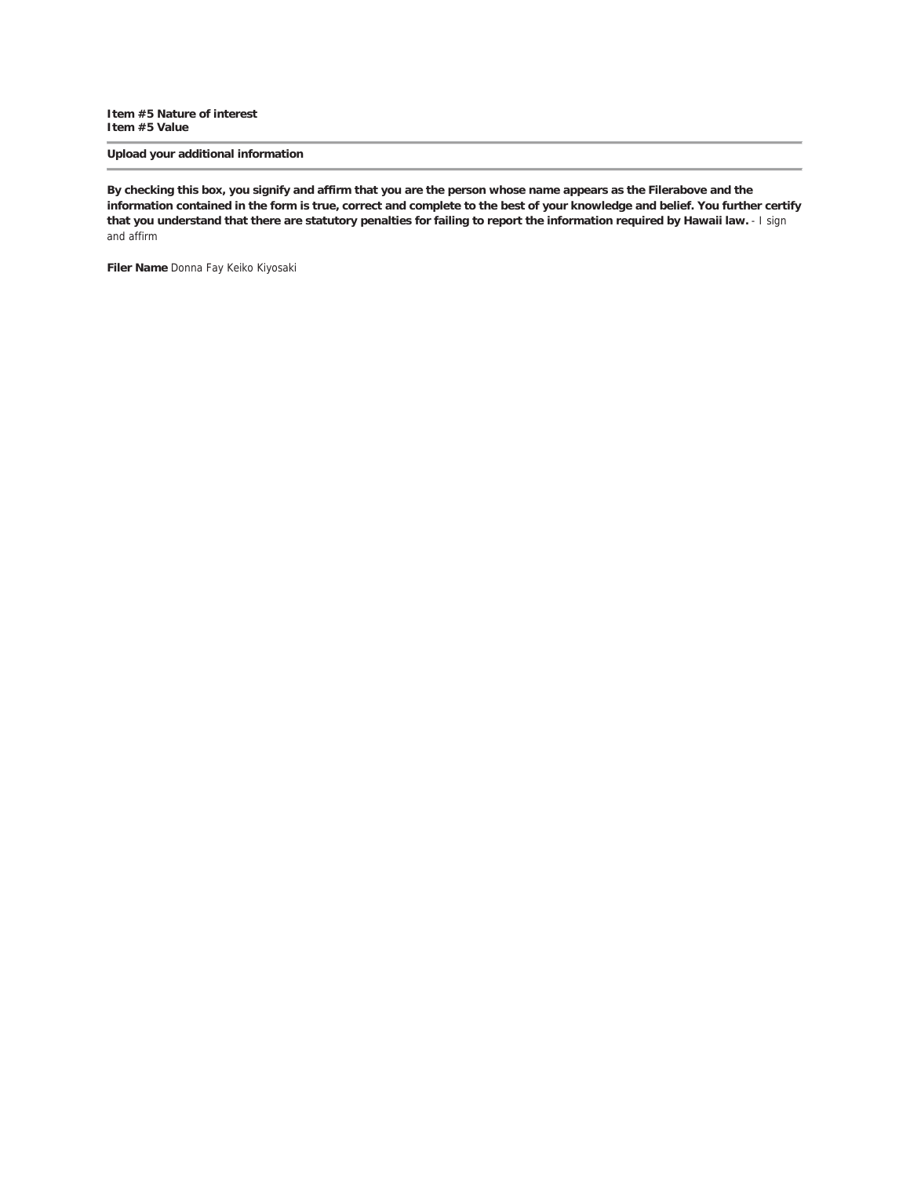**Item #5 Nature of interest**
**Item #5 Value**

---

**Upload your additional information**

---

**By checking this box, you signify and affirm that you are the person whose name appears as the Filerabove and the information contained in the form is true, correct and complete to the best of your knowledge and belief. You further certify that you understand that there are statutory penalties for failing to report the information required by Hawaii law.** - I sign and affirm

**Filer Name** Donna Fay Keiko Kiyosaki